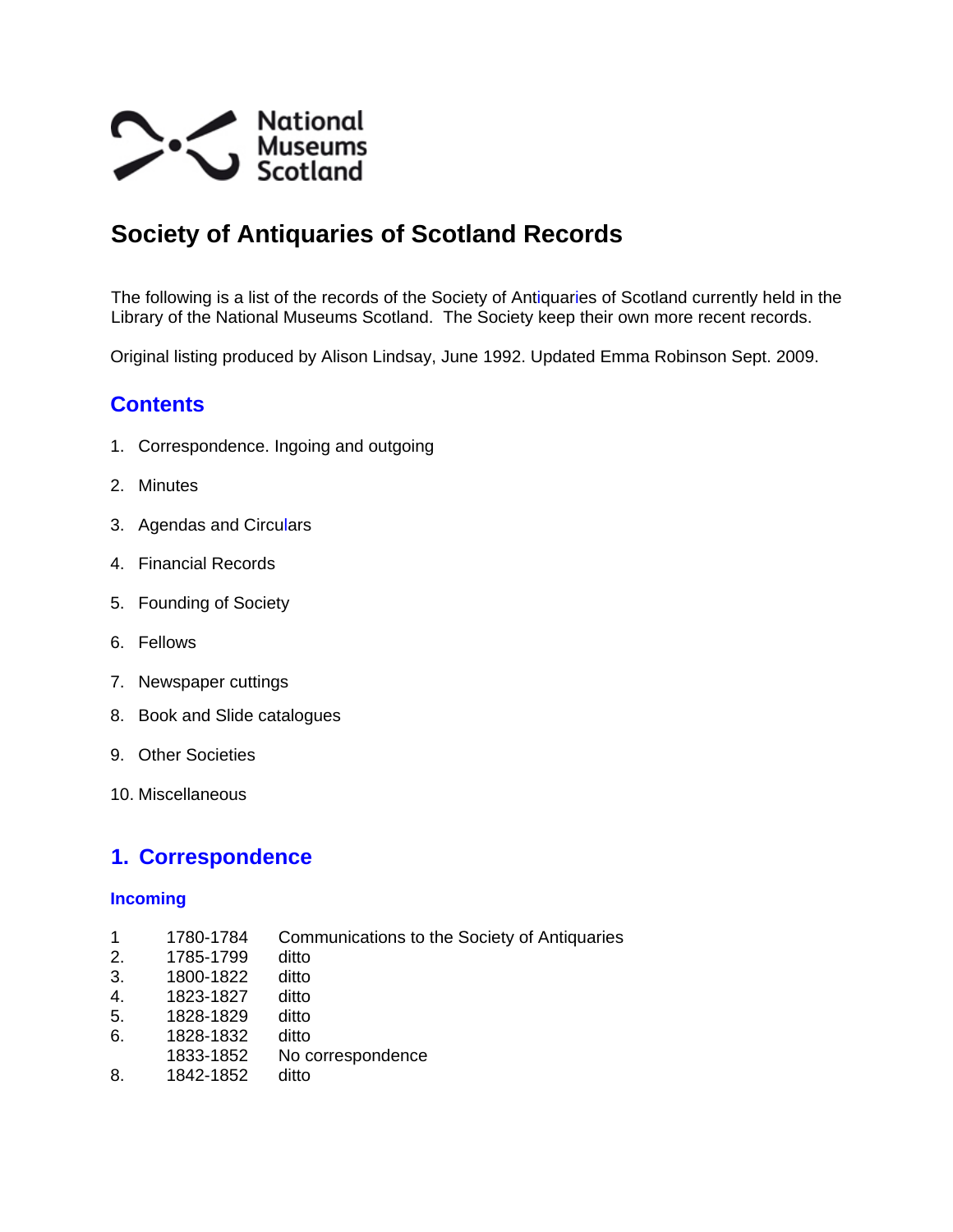National Museums Scotland

# Society of Antiquaries of Scotland Records

The following is a list of the records of the Society of Antiquaries of Scotland currently held in the Library of the National Museums Scotland. The Society keep their own more recent records.

Original listing produced by Alison Lindsay, June 1992. Updated Emma Robinson Sept. 2009.

## Contents

1. Correspondence. Ingoing and outgoing
2. Minutes
3. Agendas and Circulars
4. Financial Records
5. Founding of Society
6. Fellows
7. Newspaper cuttings
8. Book and Slide catalogues
9. Other Societies
10. Miscellaneous

## 1. Correspondence

### Incoming

| | | |
|---|---|---|
| 1 | 1780-1784 | Communications to the Society of Antiquaries |
| 2. | 1785-1799 | ditto |
| 3. | 1800-1822 | ditto |
| 4. | 1823-1827 | ditto |
| 5. | 1828-1829 | ditto |
| 6. | 1828-1832 | ditto |
| | 1833-1852 | No correspondence |
| 8. | 1842-1852 | ditto |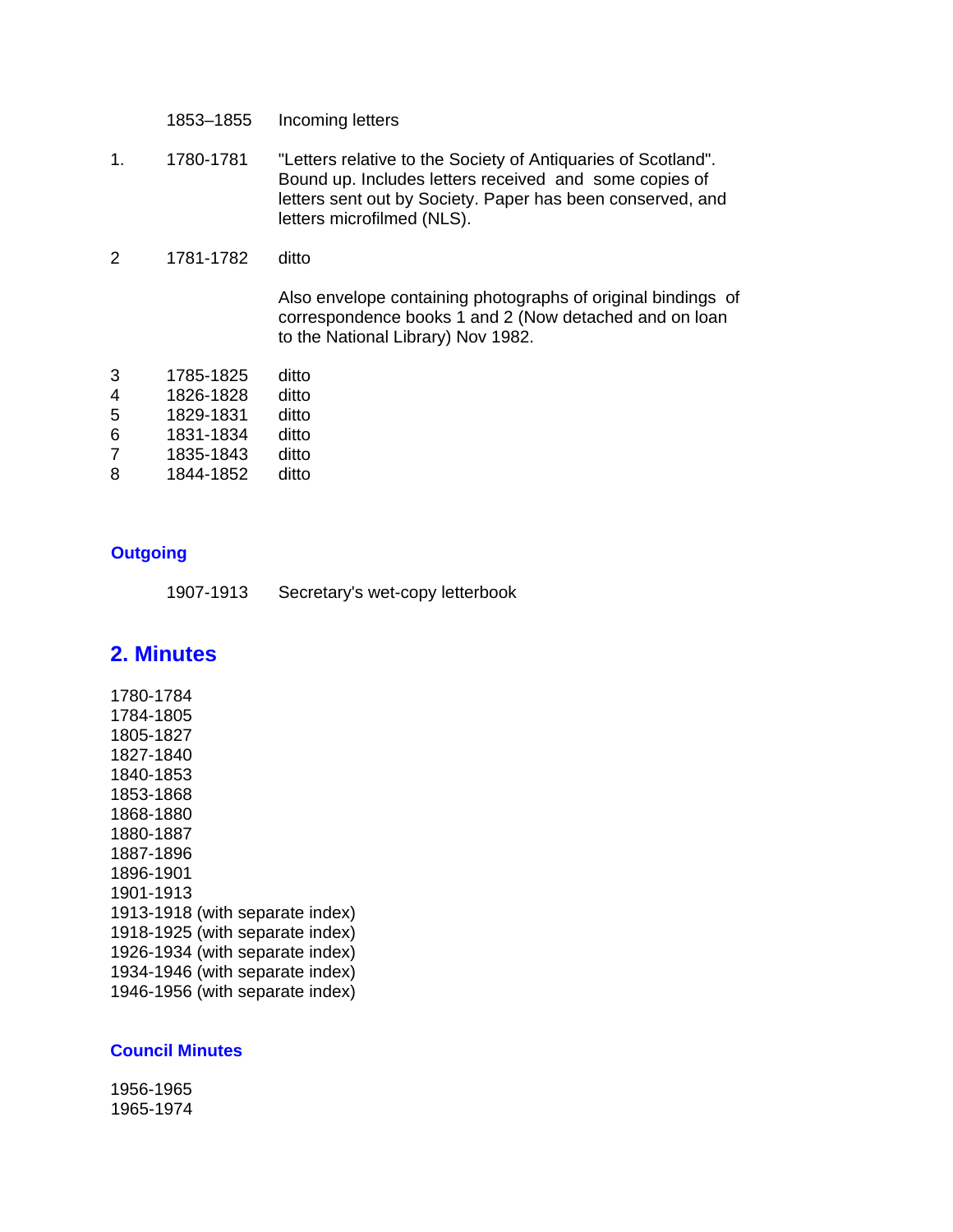| | | |
|---|---|---|
| | 1853–1855 | Incoming letters |
| 1. | 1780-1781 | "Letters relative to the Society of Antiquaries of Scotland". Bound up. Includes letters received and some copies of letters sent out by Society. Paper has been conserved, and letters microfilmed (NLS). |
| 2 | 1781-1782 | ditto |
| | | Also envelope containing photographs of original bindings of correspondence books 1 and 2 (Now detached and on loan to the National Library) Nov 1982. |
| 3 | 1785-1825 | ditto |
| 4 | 1826-1828 | ditto |
| 5 | 1829-1831 | ditto |
| 6 | 1831-1834 | ditto |
| 7 | 1835-1843 | ditto |
| 8 | 1844-1852 | ditto |

### Outgoing

| | |
|---|---|
| 1907-1913 | Secretary's wet-copy letterbook |

## 2. Minutes

1780-1784
1784-1805
1805-1827
1827-1840
1840-1853
1853-1868
1868-1880
1880-1887
1887-1896
1896-1901
1901-1913
1913-1918 (with separate index)
1918-1925 (with separate index)
1926-1934 (with separate index)
1934-1946 (with separate index)
1946-1956 (with separate index)

### Council Minutes

1956-1965
1965-1974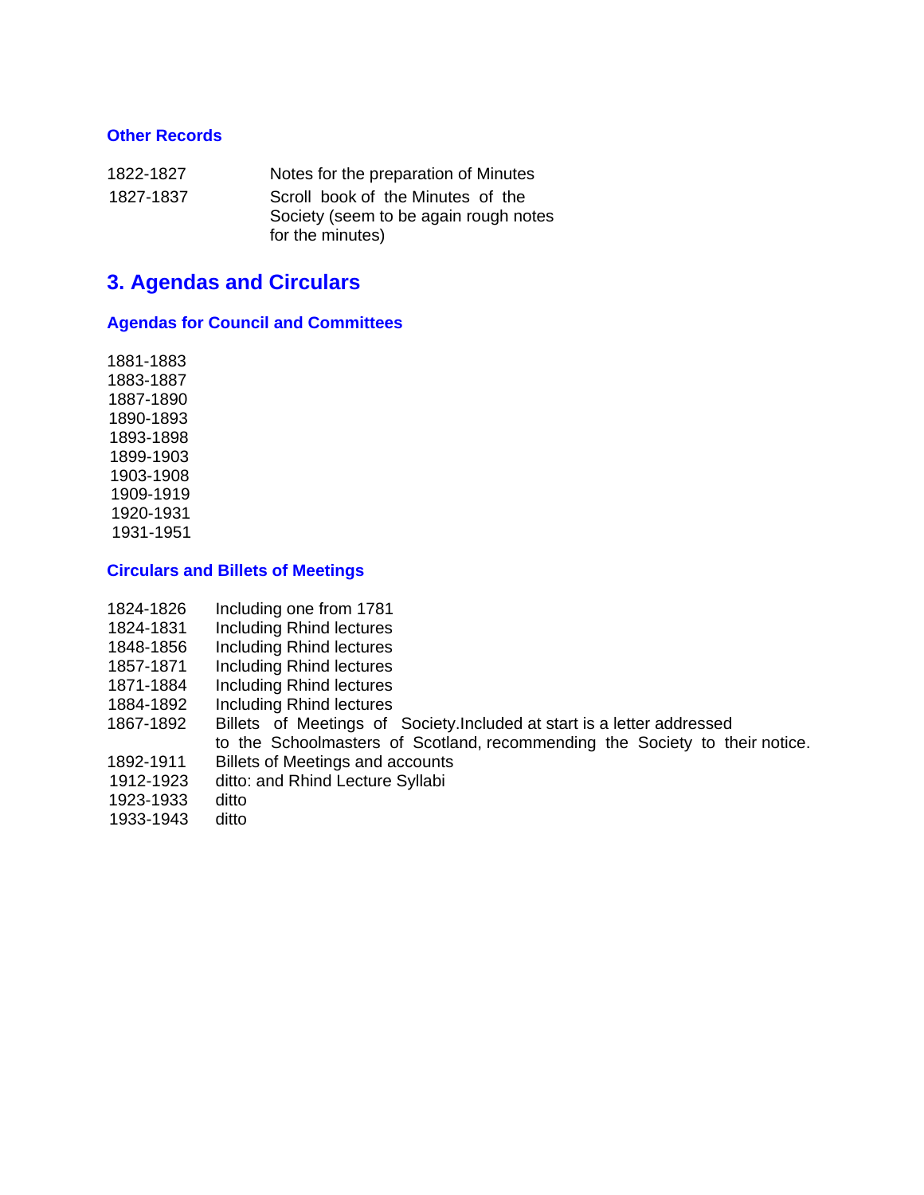### Other Records

| | |
|---|---|
| 1822-1827 | Notes for the preparation of Minutes |
| 1827-1837 | Scroll book of the Minutes of the Society (seem to be again rough notes for the minutes) |

## 3. Agendas and Circulars

### Agendas for Council and Committees

1881-1883
1883-1887
1887-1890
1890-1893
1893-1898
1899-1903
1903-1908
1909-1919
1920-1931
1931-1951

### Circulars and Billets of Meetings

| | |
|---|---|
| 1824-1826 | Including one from 1781 |
| 1824-1831 | Including Rhind lectures |
| 1848-1856 | Including Rhind lectures |
| 1857-1871 | Including Rhind lectures |
| 1871-1884 | Including Rhind lectures |
| 1884-1892 | Including Rhind lectures |
| 1867-1892 | Billets of Meetings of Society.Included at start is a letter addressed to the Schoolmasters of Scotland, recommending the Society to their notice. |
| 1892-1911 | Billets of Meetings and accounts |
| 1912-1923 | ditto: and Rhind Lecture Syllabi |
| 1923-1933 | ditto |
| 1933-1943 | ditto |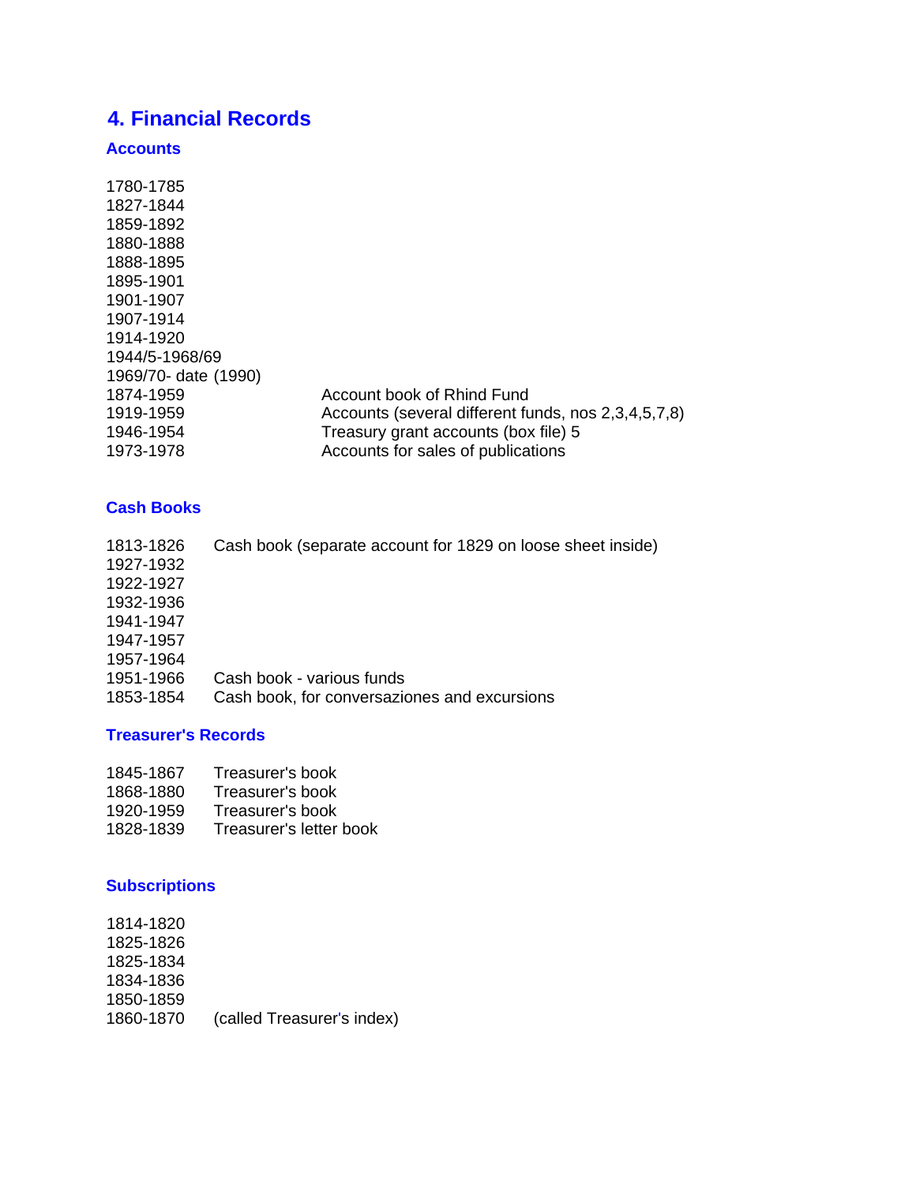# 4. Financial Records

## Accounts

| | |
|---|---|
| 1780-1785 | |
| 1827-1844 | |
| 1859-1892 | |
| 1880-1888 | |
| 1888-1895 | |
| 1895-1901 | |
| 1901-1907 | |
| 1907-1914 | |
| 1914-1920 | |
| 1944/5-1968/69 | |
| 1969/70- date (1990) | |
| 1874-1959 | Account book of Rhind Fund |
| 1919-1959 | Accounts (several different funds, nos 2,3,4,5,7,8) |
| 1946-1954 | Treasury grant accounts (box file) 5 |
| 1973-1978 | Accounts for sales of publications |

## Cash Books

| | |
|---|---|
| 1813-1826 | Cash book (separate account for 1829 on loose sheet inside) |
| 1927-1932 | |
| 1922-1927 | |
| 1932-1936 | |
| 1941-1947 | |
| 1947-1957 | |
| 1957-1964 | |
| 1951-1966 | Cash book - various funds |
| 1853-1854 | Cash book, for conversaziones and excursions |

## Treasurer's Records

| | |
|---|---|
| 1845-1867 | Treasurer's book |
| 1868-1880 | Treasurer's book |
| 1920-1959 | Treasurer's book |
| 1828-1839 | Treasurer's letter book |

## Subscriptions

| | |
|---|---|
| 1814-1820 | |
| 1825-1826 | |
| 1825-1834 | |
| 1834-1836 | |
| 1850-1859 | |
| 1860-1870 | (called Treasurer's index) |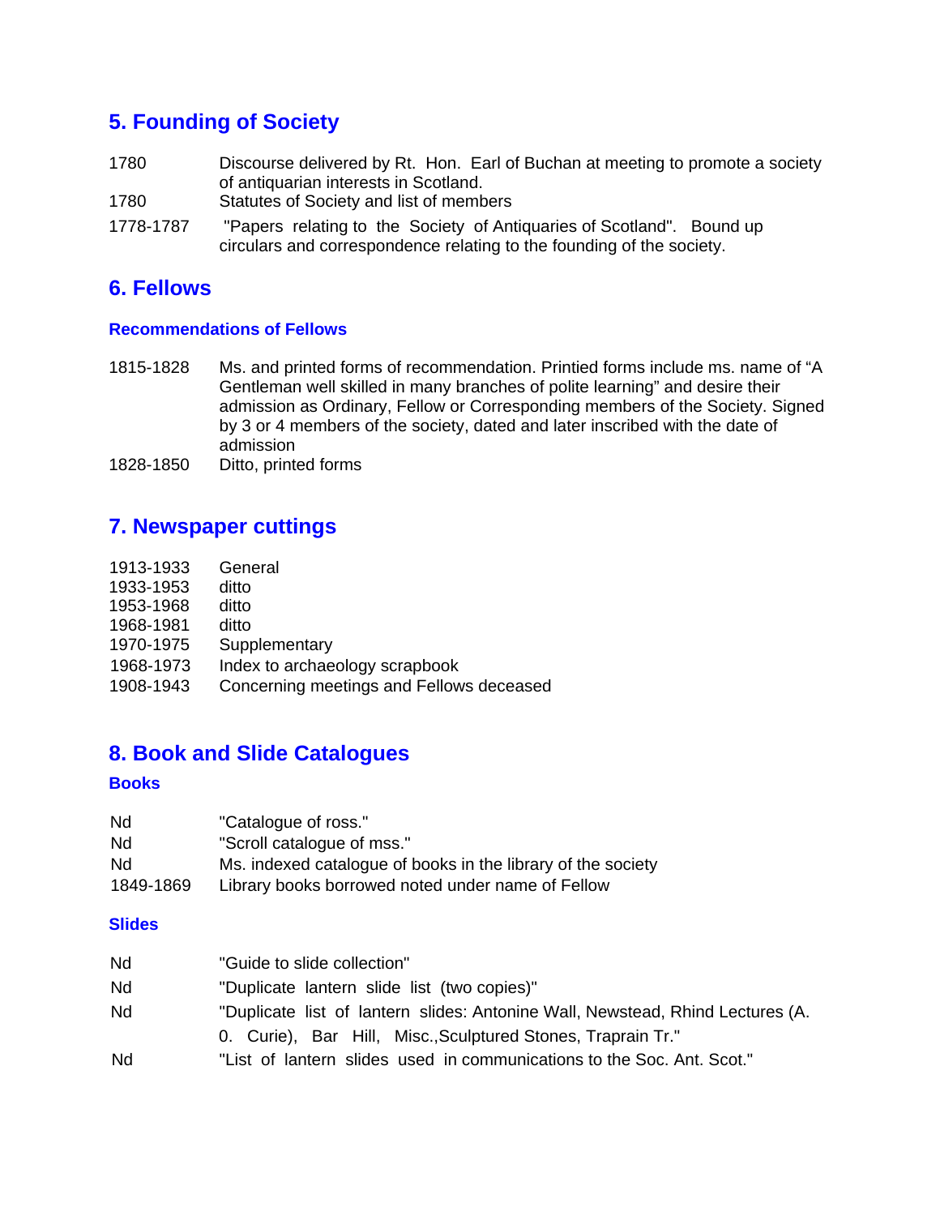## 5. Founding of Society

| | |
|---|---|
| 1780 | Discourse delivered by Rt. Hon. Earl of Buchan at meeting to promote a society of antiquarian interests in Scotland. |
| 1780 | Statutes of Society and list of members |
| 1778-1787 | "Papers relating to the Society of Antiquaries of Scotland". Bound up circulars and correspondence relating to the founding of the society. |

## 6. Fellows

### Recommendations of Fellows

| | |
|---|---|
| 1815-1828 | Ms. and printed forms of recommendation. Printied forms include ms. name of "A Gentleman well skilled in many branches of polite learning" and desire their admission as Ordinary, Fellow or Corresponding members of the Society. Signed by 3 or 4 members of the society, dated and later inscribed with the date of admission |
| 1828-1850 | Ditto, printed forms |

## 7. Newspaper cuttings

| | |
|---|---|
| 1913-1933 | General |
| 1933-1953 | ditto |
| 1953-1968 | ditto |
| 1968-1981 | ditto |
| 1970-1975 | Supplementary |
| 1968-1973 | Index to archaeology scrapbook |
| 1908-1943 | Concerning meetings and Fellows deceased |

## 8. Book and Slide Catalogues

### Books

| | |
|---|---|
| Nd | "Catalogue of ross." |
| Nd | "Scroll catalogue of mss." |
| Nd | Ms. indexed catalogue of books in the library of the society |
| 1849-1869 | Library books borrowed noted under name of Fellow |

### Slides

| | |
|---|---|
| Nd | "Guide to slide collection" |
| Nd | "Duplicate lantern slide list (two copies)" |
| Nd | "Duplicate list of lantern slides: Antonine Wall, Newstead, Rhind Lectures (A. 0. Curie), Bar Hill, Misc.,Sculptured Stones, Traprain Tr." |
| Nd | "List of lantern slides used in communications to the Soc. Ant. Scot." |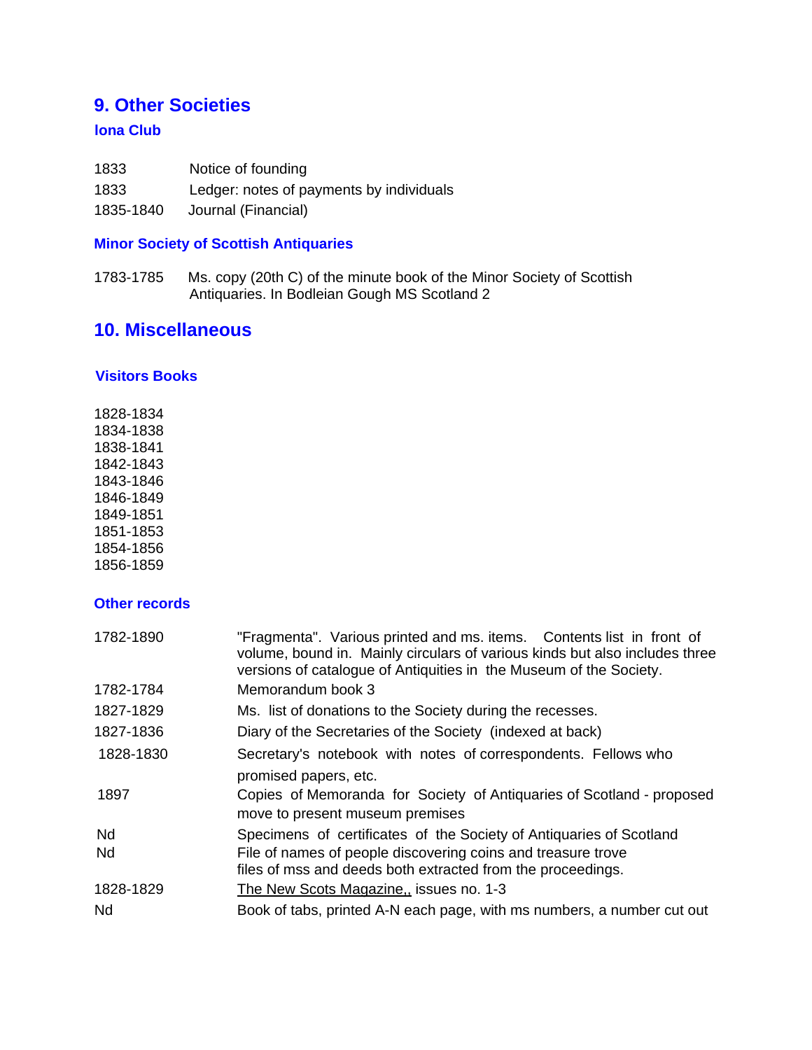## 9. Other Societies

### Iona Club

| | |
|---|---|
| 1833 | Notice of founding |
| 1833 | Ledger: notes of payments by individuals |
| 1835-1840 | Journal (Financial) |

### Minor Society of Scottish Antiquaries

| | |
|---|---|
| 1783-1785 | Ms. copy (20th C) of the minute book of the Minor Society of Scottish Antiquaries. In Bodleian Gough MS Scotland 2 |

## 10. Miscellaneous

### Visitors Books

1828-1834
1834-1838
1838-1841
1842-1843
1843-1846
1846-1849
1849-1851
1851-1853
1854-1856
1856-1859

### Other records

| | |
|---|---|
| 1782-1890 | "Fragmenta". Various printed and ms. items. Contents list in front of volume, bound in. Mainly circulars of various kinds but also includes three versions of catalogue of Antiquities in the Museum of the Society. |
| 1782-1784 | Memorandum book 3 |
| 1827-1829 | Ms. list of donations to the Society during the recesses. |
| 1827-1836 | Diary of the Secretaries of the Society (indexed at back) |
| 1828-1830 | Secretary's notebook with notes of correspondents. Fellows who promised papers, etc. |
| 1897 | Copies of Memoranda for Society of Antiquaries of Scotland - proposed move to present museum premises |
| Nd | Specimens of certificates of the Society of Antiquaries of Scotland |
| Nd | File of names of people discovering coins and treasure trove files of mss and deeds both extracted from the proceedings. |
| 1828-1829 | The New Scots Magazine,, issues no. 1-3 |
| Nd | Book of tabs, printed A-N each page, with ms numbers, a number cut out |